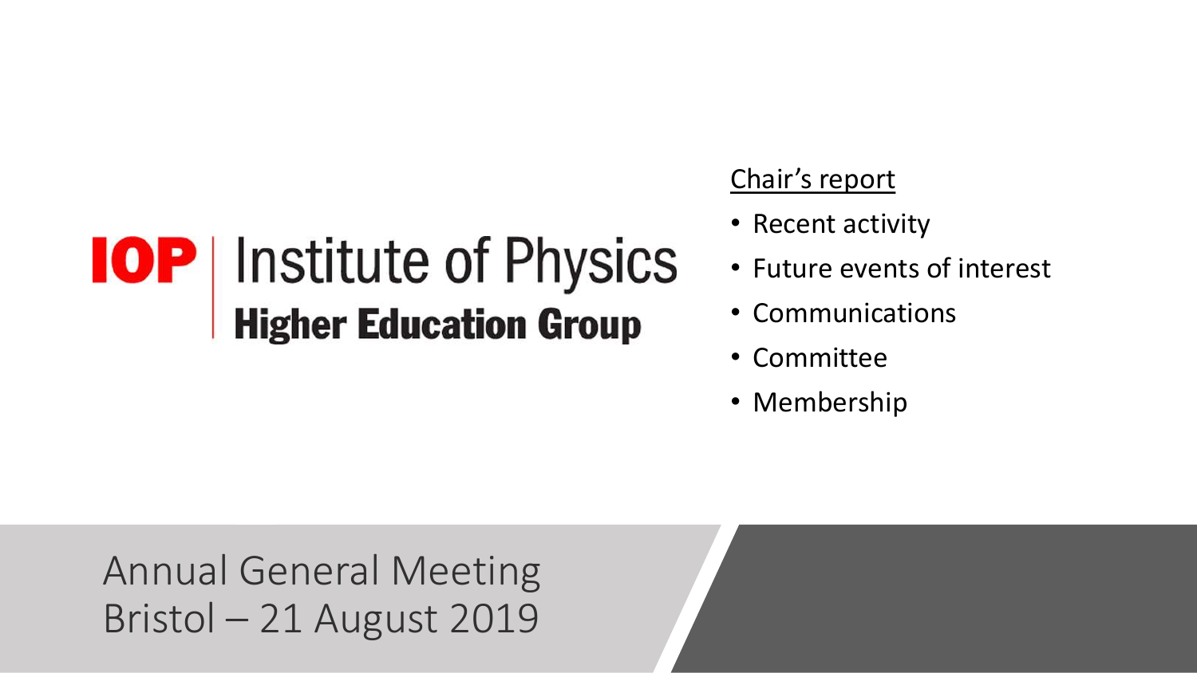# IOP | Institute of Physics
## Higher Education Group

<u>Chair's report</u>

- Recent activity
- Future events of interest
- Communications
- Committee
- Membership

Annual General Meeting
Bristol – 21 August 2019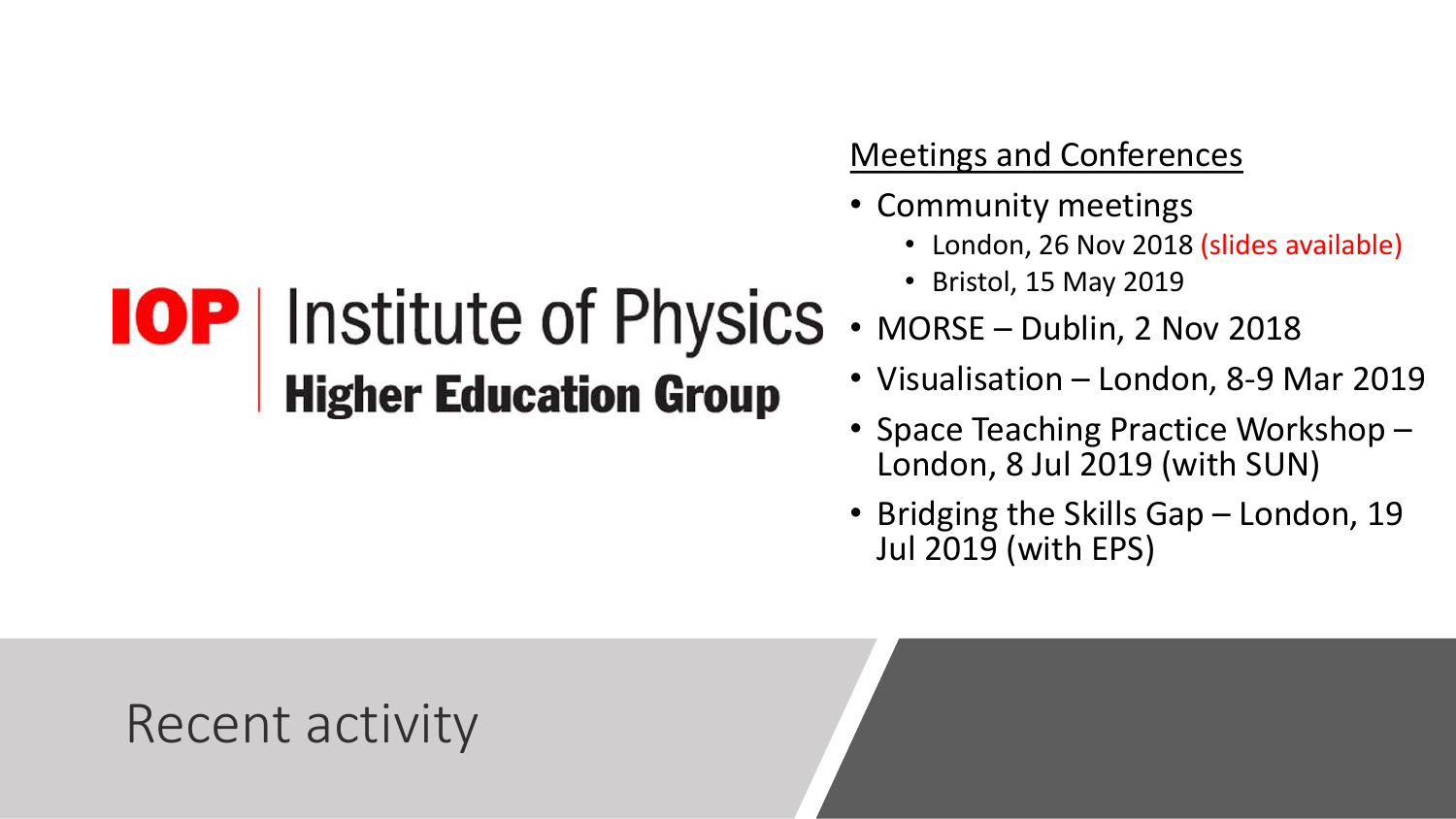# Recent activity

**IOP | Institute of Physics**
**Higher Education Group**

<u>Meetings and Conferences</u>

- Community meetings
  - London, 26 Nov 2018 (slides available)
  - Bristol, 15 May 2019
- MORSE – Dublin, 2 Nov 2018
- Visualisation – London, 8-9 Mar 2019
- Space Teaching Practice Workshop – London, 8 Jul 2019 (with SUN)
- Bridging the Skills Gap – London, 19 Jul 2019 (with EPS)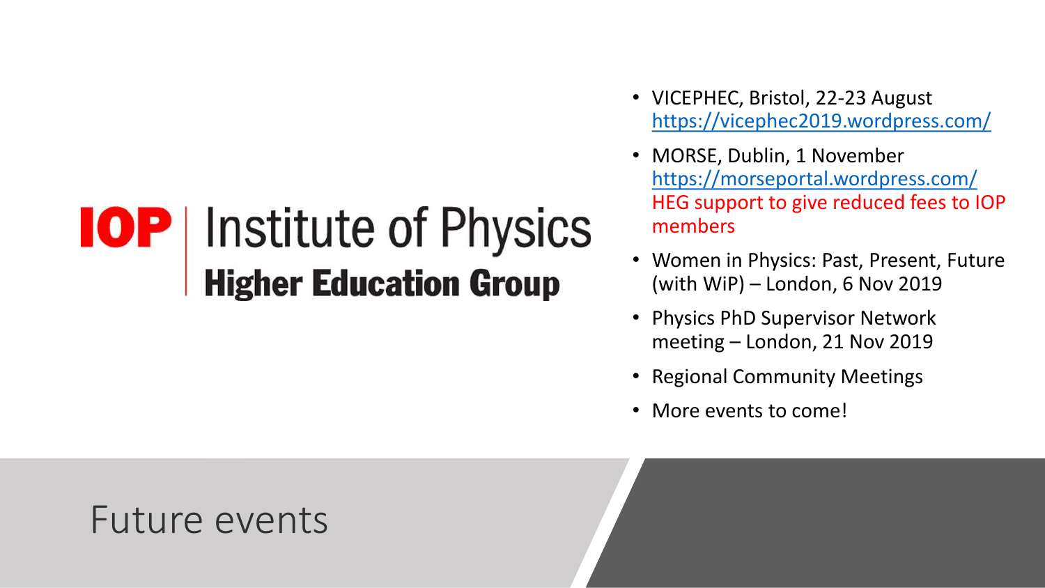# Future events

**IOP** | Institute of Physics
**Higher Education Group**

- VICEPHEC, Bristol, 22-23 August
  https://vicephec2019.wordpress.com/
- MORSE, Dublin, 1 November
  https://morseportal.wordpress.com/
  HEG support to give reduced fees to IOP members
- Women in Physics: Past, Present, Future (with WiP) – London, 6 Nov 2019
- Physics PhD Supervisor Network meeting – London, 21 Nov 2019
- Regional Community Meetings
- More events to come!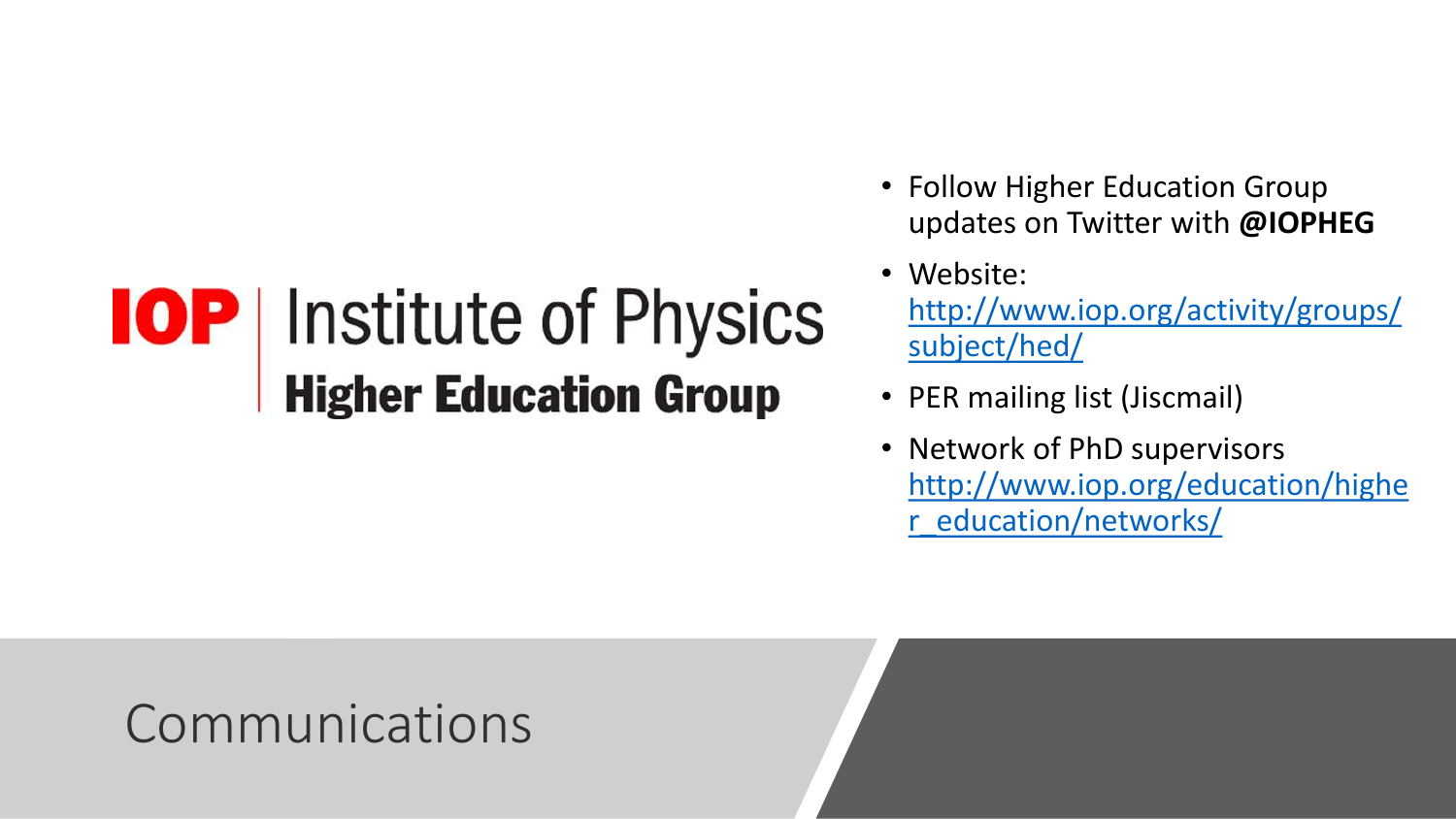# Communications

**IOP** | Institute of Physics
**Higher Education Group**

- Follow Higher Education Group updates on Twitter with **@IOPHEG**
- Website: http://www.iop.org/activity/groups/subject/hed/
- PER mailing list (Jiscmail)
- Network of PhD supervisors http://www.iop.org/education/higher_education/networks/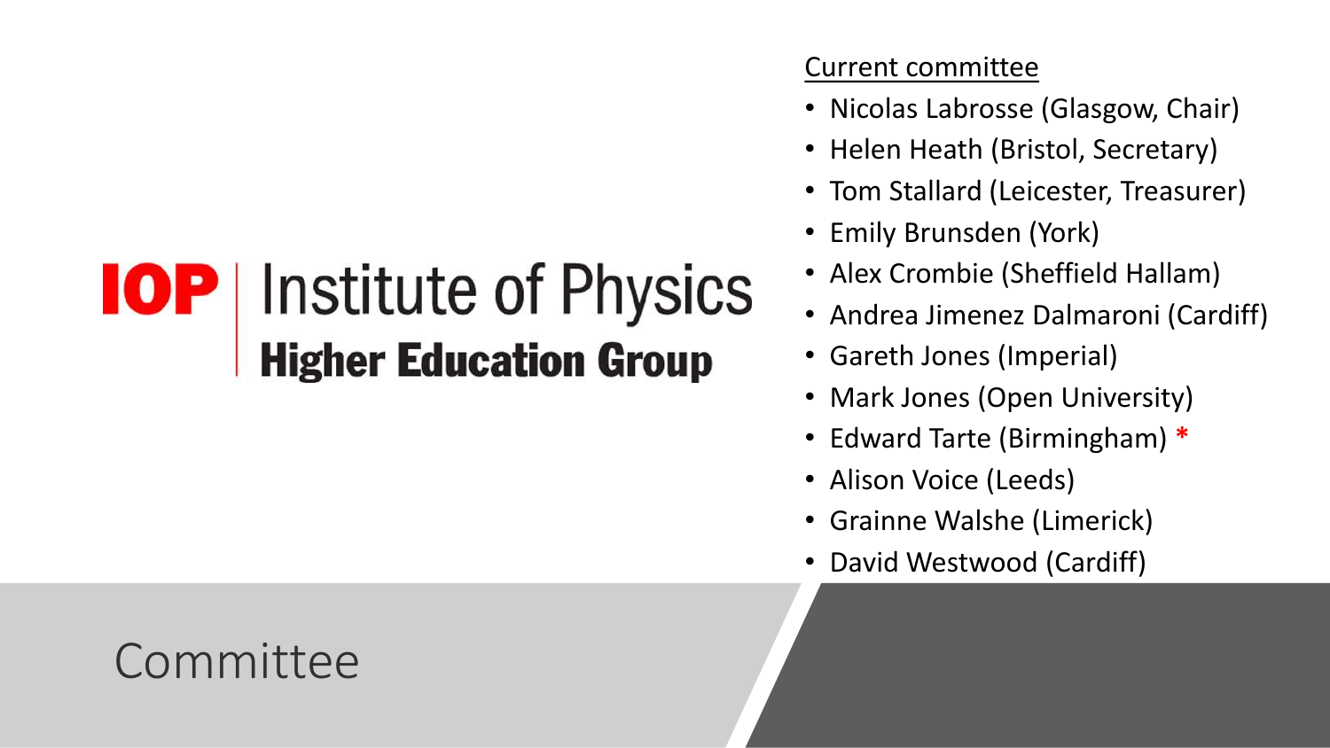# Committee

IOP | Institute of Physics
**Higher Education Group**

Current committee

- Nicolas Labrosse (Glasgow, Chair)
- Helen Heath (Bristol, Secretary)
- Tom Stallard (Leicester, Treasurer)
- Emily Brunsden (York)
- Alex Crombie (Sheffield Hallam)
- Andrea Jimenez Dalmaroni (Cardiff)
- Gareth Jones (Imperial)
- Mark Jones (Open University)
- Edward Tarte (Birmingham) *
- Alison Voice (Leeds)
- Grainne Walshe (Limerick)
- David Westwood (Cardiff)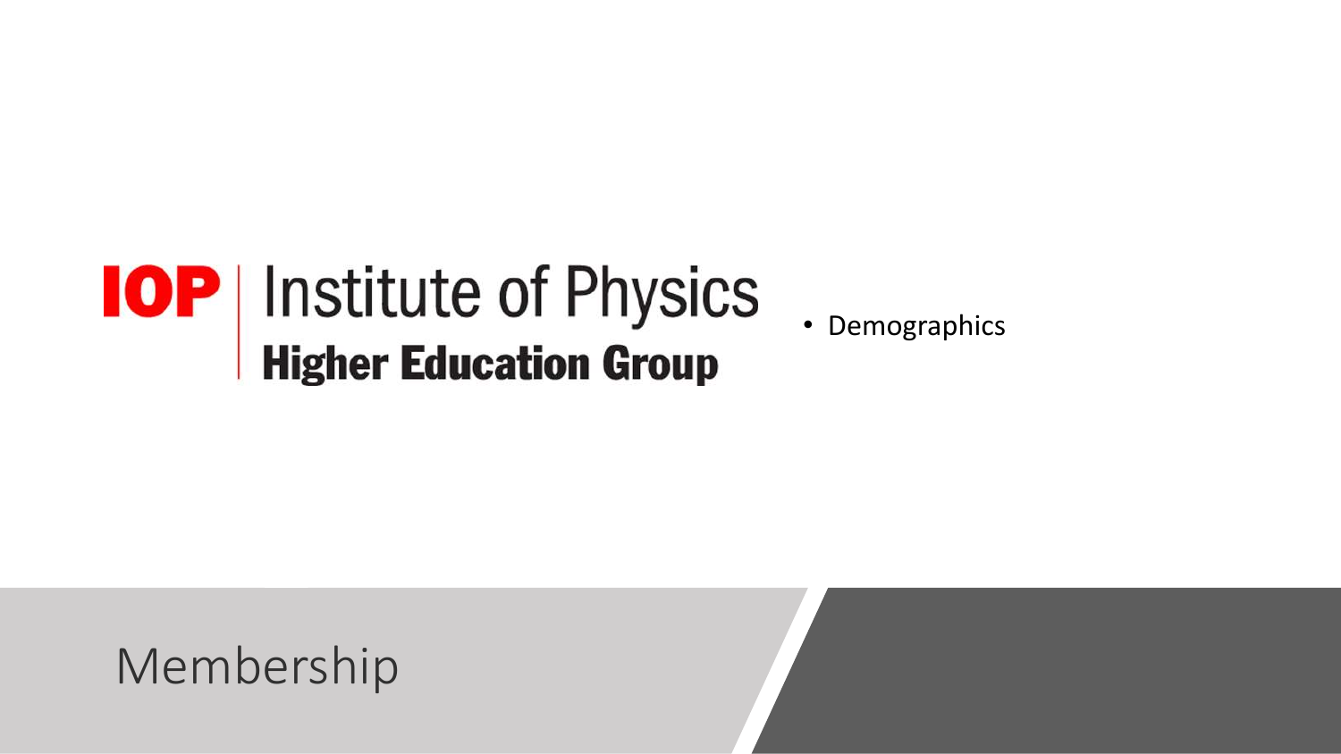IOP | Institute of Physics

**Higher Education Group**

- Demographics

# Membership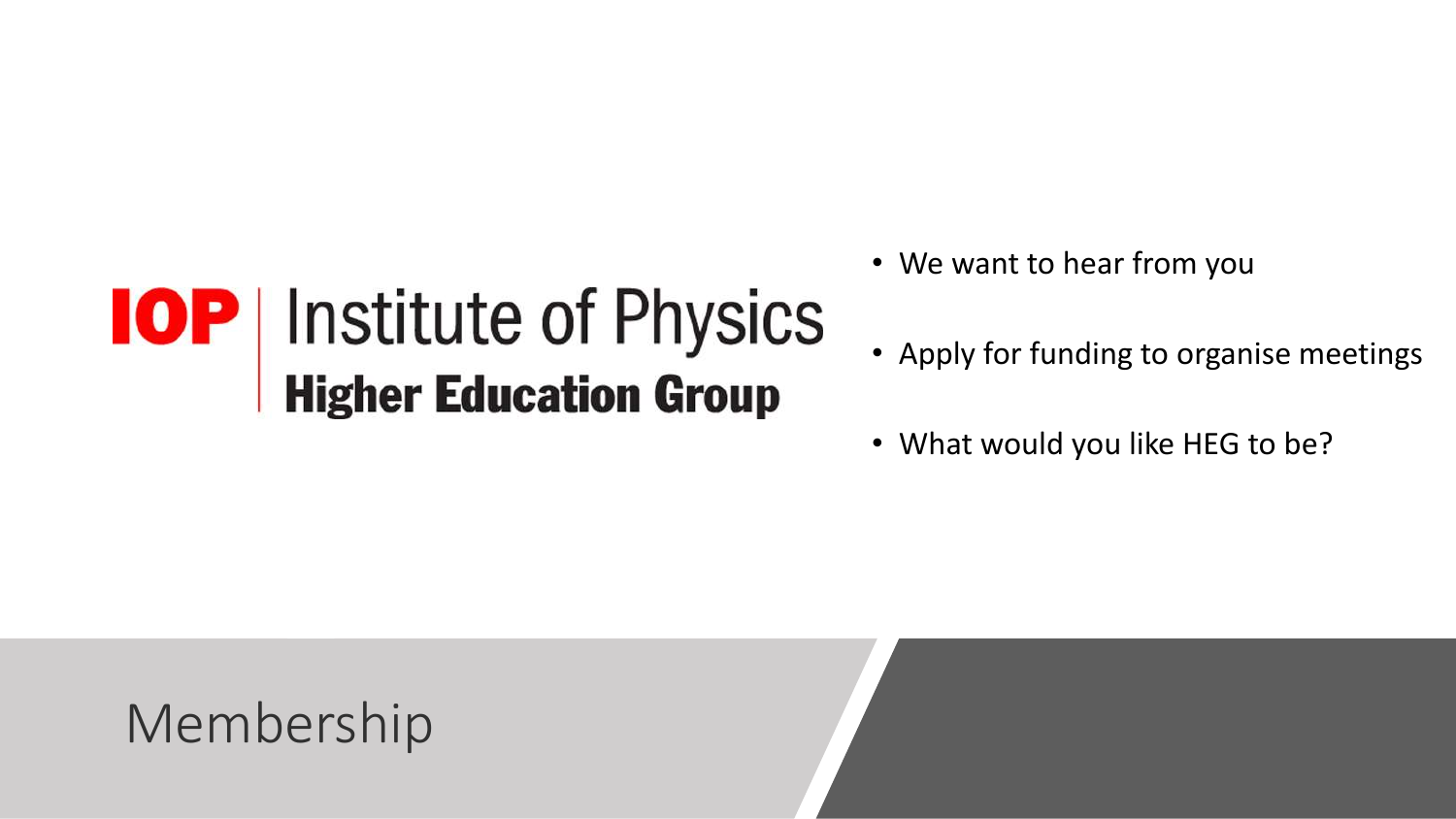# Membership

IOP | Institute of Physics
**Higher Education Group**

- We want to hear from you
- Apply for funding to organise meetings
- What would you like HEG to be?